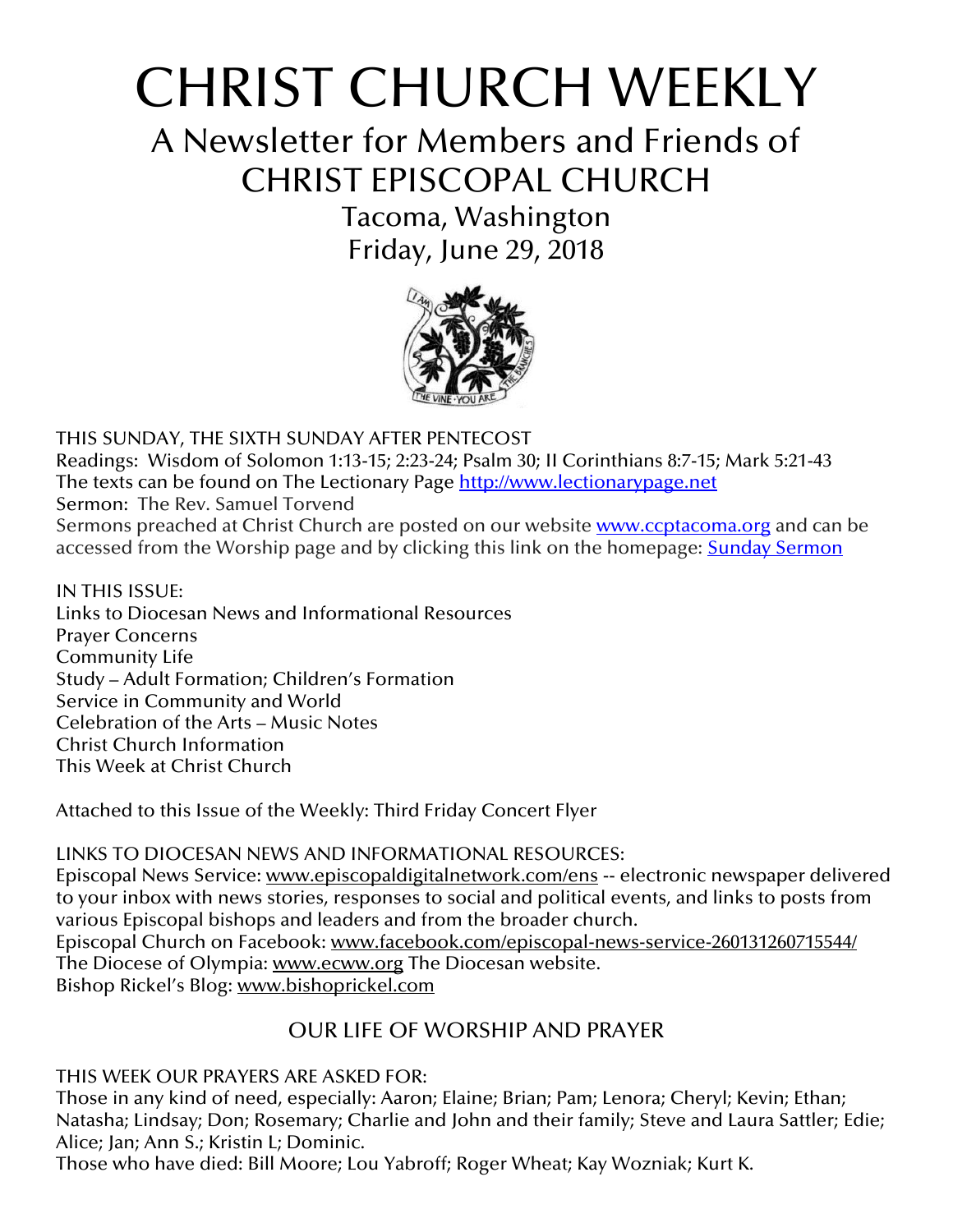# CHRIST CHURCH WEEKLY

## A Newsletter for Members and Friends of CHRIST EPISCOPAL CHURCH

### Tacoma, Washington
### Friday, June 29, 2018

THIS SUNDAY, THE SIXTH SUNDAY AFTER PENTECOST
Readings: Wisdom of Solomon 1:13-15; 2:23-24; Psalm 30; II Corinthians 8:7-15; Mark 5:21-43
The texts can be found on The Lectionary Page http://www.lectionarypage.net
Sermon: The Rev. Samuel Torvend
Sermons preached at Christ Church are posted on our website www.ccptacoma.org and can be accessed from the Worship page and by clicking this link on the homepage: Sunday Sermon

IN THIS ISSUE:
Links to Diocesan News and Informational Resources
Prayer Concerns
Community Life
Study – Adult Formation; Children's Formation
Service in Community and World
Celebration of the Arts – Music Notes
Christ Church Information
This Week at Christ Church

Attached to this Issue of the Weekly: Third Friday Concert Flyer

LINKS TO DIOCESAN NEWS AND INFORMATIONAL RESOURCES:
Episcopal News Service: www.episcopaldigitalnetwork.com/ens -- electronic newspaper delivered to your inbox with news stories, responses to social and political events, and links to posts from various Episcopal bishops and leaders and from the broader church.
Episcopal Church on Facebook: www.facebook.com/episcopal-news-service-260131260715544/
The Diocese of Olympia: www.ecww.org The Diocesan website.
Bishop Rickel's Blog: www.bishoprickel.com

## OUR LIFE OF WORSHIP AND PRAYER

THIS WEEK OUR PRAYERS ARE ASKED FOR:
Those in any kind of need, especially: Aaron; Elaine; Brian; Pam; Lenora; Cheryl; Kevin; Ethan; Natasha; Lindsay; Don; Rosemary; Charlie and John and their family; Steve and Laura Sattler; Edie; Alice; Jan; Ann S.; Kristin L; Dominic.
Those who have died: Bill Moore; Lou Yabroff; Roger Wheat; Kay Wozniak; Kurt K.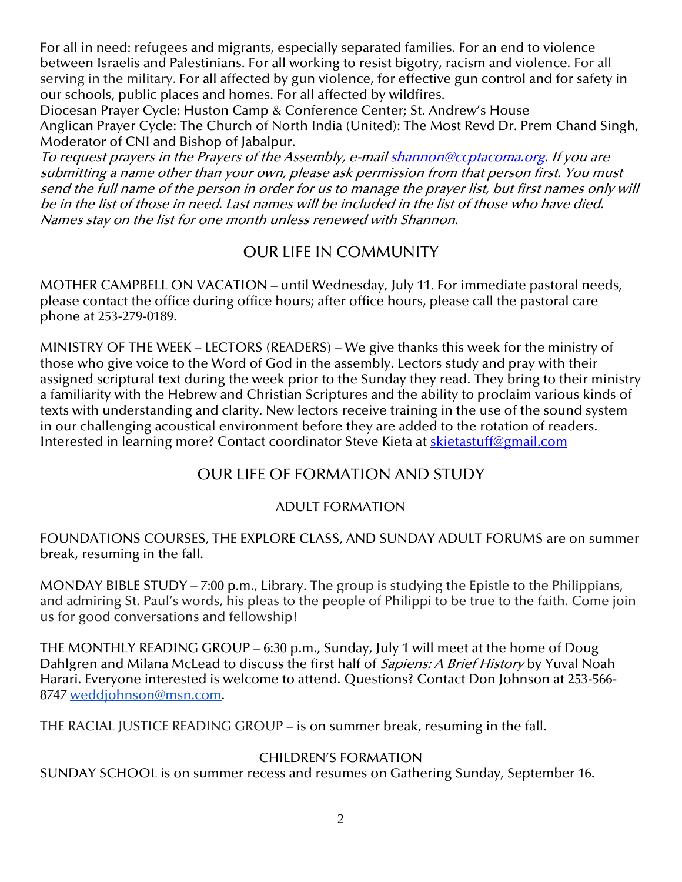For all in need: refugees and migrants, especially separated families. For an end to violence between Israelis and Palestinians. For all working to resist bigotry, racism and violence. For all serving in the military. For all affected by gun violence, for effective gun control and for safety in our schools, public places and homes. For all affected by wildfires.

Diocesan Prayer Cycle: Huston Camp & Conference Center; St. Andrew's House

Anglican Prayer Cycle: The Church of North India (United): The Most Revd Dr. Prem Chand Singh, Moderator of CNI and Bishop of Jabalpur.

*To request prayers in the Prayers of the Assembly, e-mail shannon@ccptacoma.org. If you are submitting a name other than your own, please ask permission from that person first. You must send the full name of the person in order for us to manage the prayer list, but first names only will be in the list of those in need. Last names will be included in the list of those who have died. Names stay on the list for one month unless renewed with Shannon.*

## OUR LIFE IN COMMUNITY

MOTHER CAMPBELL ON VACATION – until Wednesday, July 11. For immediate pastoral needs, please contact the office during office hours; after office hours, please call the pastoral care phone at 253-279-0189.

MINISTRY OF THE WEEK – LECTORS (READERS) – We give thanks this week for the ministry of those who give voice to the Word of God in the assembly. Lectors study and pray with their assigned scriptural text during the week prior to the Sunday they read. They bring to their ministry a familiarity with the Hebrew and Christian Scriptures and the ability to proclaim various kinds of texts with understanding and clarity. New lectors receive training in the use of the sound system in our challenging acoustical environment before they are added to the rotation of readers. Interested in learning more? Contact coordinator Steve Kieta at skietastuff@gmail.com

## OUR LIFE OF FORMATION AND STUDY

### ADULT FORMATION

FOUNDATIONS COURSES, THE EXPLORE CLASS, AND SUNDAY ADULT FORUMS are on summer break, resuming in the fall.

MONDAY BIBLE STUDY – 7:00 p.m., Library. The group is studying the Epistle to the Philippians, and admiring St. Paul's words, his pleas to the people of Philippi to be true to the faith. Come join us for good conversations and fellowship!

THE MONTHLY READING GROUP – 6:30 p.m., Sunday, July 1 will meet at the home of Doug Dahlgren and Milana McLead to discuss the first half of *Sapiens: A Brief History* by Yuval Noah Harari. Everyone interested is welcome to attend. Questions? Contact Don Johnson at 253-566-8747 weddjohnson@msn.com.

THE RACIAL JUSTICE READING GROUP – is on summer break, resuming in the fall.

### CHILDREN'S FORMATION

SUNDAY SCHOOL is on summer recess and resumes on Gathering Sunday, September 16.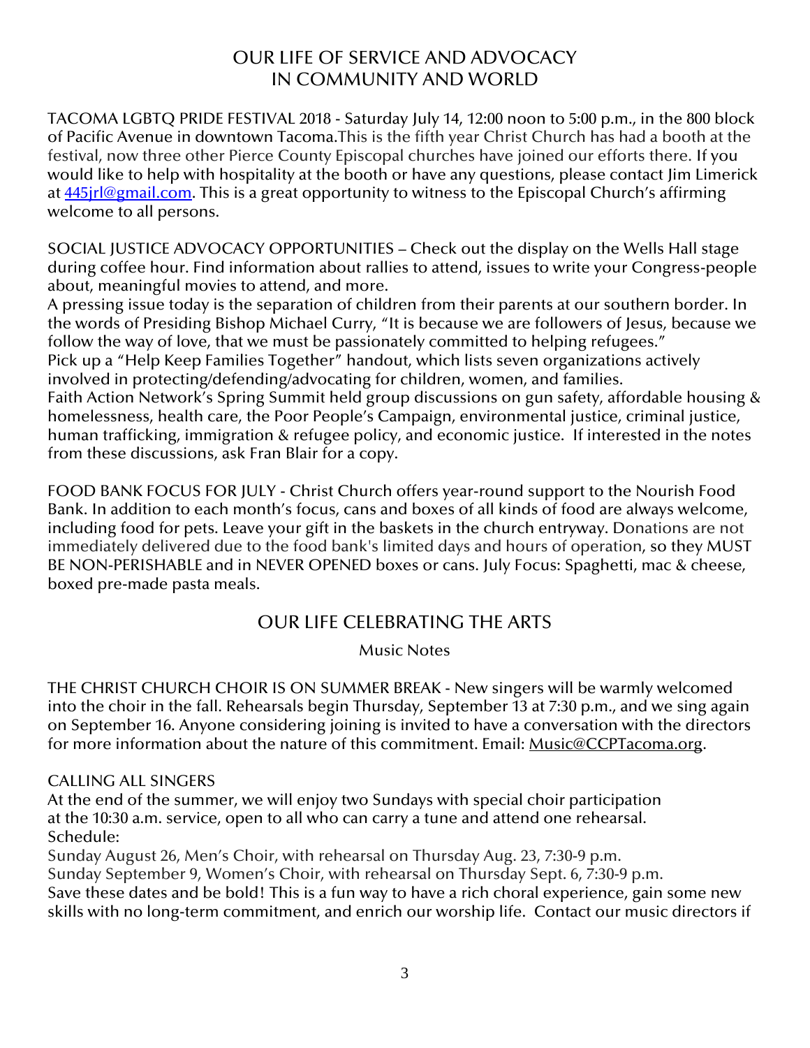## OUR LIFE OF SERVICE AND ADVOCACY IN COMMUNITY AND WORLD

TACOMA LGBTQ PRIDE FESTIVAL 2018 - Saturday July 14, 12:00 noon to 5:00 p.m., in the 800 block of Pacific Avenue in downtown Tacoma.This is the fifth year Christ Church has had a booth at the festival, now three other Pierce County Episcopal churches have joined our efforts there. If you would like to help with hospitality at the booth or have any questions, please contact Jim Limerick at 445jrl@gmail.com. This is a great opportunity to witness to the Episcopal Church's affirming welcome to all persons.

SOCIAL JUSTICE ADVOCACY OPPORTUNITIES – Check out the display on the Wells Hall stage during coffee hour. Find information about rallies to attend, issues to write your Congress-people about, meaningful movies to attend, and more.

A pressing issue today is the separation of children from their parents at our southern border. In the words of Presiding Bishop Michael Curry, "It is because we are followers of Jesus, because we follow the way of love, that we must be passionately committed to helping refugees."

Pick up a "Help Keep Families Together" handout, which lists seven organizations actively involved in protecting/defending/advocating for children, women, and families.

Faith Action Network's Spring Summit held group discussions on gun safety, affordable housing & homelessness, health care, the Poor People's Campaign, environmental justice, criminal justice, human trafficking, immigration & refugee policy, and economic justice. If interested in the notes from these discussions, ask Fran Blair for a copy.

FOOD BANK FOCUS FOR JULY - Christ Church offers year-round support to the Nourish Food Bank. In addition to each month's focus, cans and boxes of all kinds of food are always welcome, including food for pets. Leave your gift in the baskets in the church entryway. Donations are not immediately delivered due to the food bank's limited days and hours of operation, so they MUST BE NON-PERISHABLE and in NEVER OPENED boxes or cans. July Focus: Spaghetti, mac & cheese, boxed pre-made pasta meals.

## OUR LIFE CELEBRATING THE ARTS

### Music Notes

THE CHRIST CHURCH CHOIR IS ON SUMMER BREAK - New singers will be warmly welcomed into the choir in the fall. Rehearsals begin Thursday, September 13 at 7:30 p.m., and we sing again on September 16. Anyone considering joining is invited to have a conversation with the directors for more information about the nature of this commitment. Email: Music@CCPTacoma.org.

CALLING ALL SINGERS

At the end of the summer, we will enjoy two Sundays with special choir participation at the 10:30 a.m. service, open to all who can carry a tune and attend one rehearsal.

Schedule:

Sunday August 26, Men's Choir, with rehearsal on Thursday Aug. 23, 7:30-9 p.m.

Sunday September 9, Women's Choir, with rehearsal on Thursday Sept. 6, 7:30-9 p.m.

Save these dates and be bold! This is a fun way to have a rich choral experience, gain some new skills with no long-term commitment, and enrich our worship life. Contact our music directors if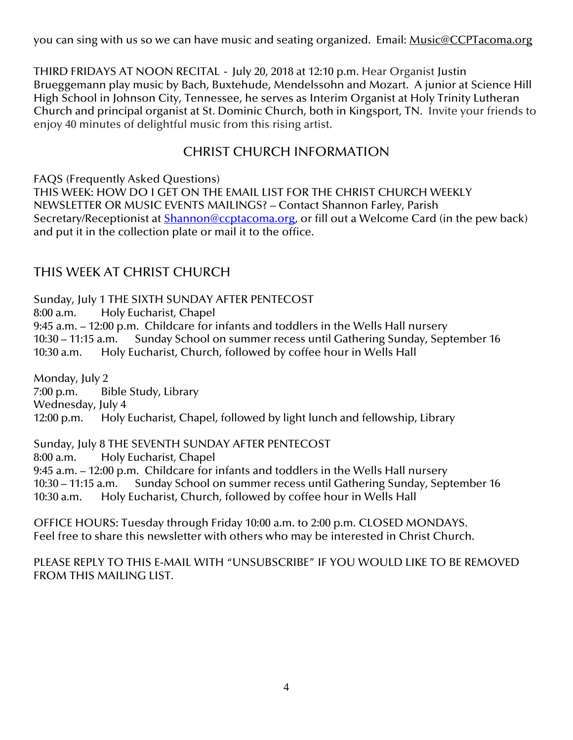you can sing with us so we can have music and seating organized. Email: Music@CCPTacoma.org

THIRD FRIDAYS AT NOON RECITAL - July 20, 2018 at 12:10 p.m. Hear Organist Justin Brueggemann play music by Bach, Buxtehude, Mendelssohn and Mozart. A junior at Science Hill High School in Johnson City, Tennessee, he serves as Interim Organist at Holy Trinity Lutheran Church and principal organist at St. Dominic Church, both in Kingsport, TN. Invite your friends to enjoy 40 minutes of delightful music from this rising artist.

## CHRIST CHURCH INFORMATION

FAQS (Frequently Asked Questions)
THIS WEEK: HOW DO I GET ON THE EMAIL LIST FOR THE CHRIST CHURCH WEEKLY NEWSLETTER OR MUSIC EVENTS MAILINGS? – Contact Shannon Farley, Parish Secretary/Receptionist at Shannon@ccptacoma.org, or fill out a Welcome Card (in the pew back) and put it in the collection plate or mail it to the office.

## THIS WEEK AT CHRIST CHURCH

Sunday, July 1 THE SIXTH SUNDAY AFTER PENTECOST
8:00 a.m. Holy Eucharist, Chapel
9:45 a.m. – 12:00 p.m. Childcare for infants and toddlers in the Wells Hall nursery
10:30 – 11:15 a.m. Sunday School on summer recess until Gathering Sunday, September 16
10:30 a.m. Holy Eucharist, Church, followed by coffee hour in Wells Hall

Monday, July 2
7:00 p.m. Bible Study, Library
Wednesday, July 4
12:00 p.m. Holy Eucharist, Chapel, followed by light lunch and fellowship, Library

Sunday, July 8 THE SEVENTH SUNDAY AFTER PENTECOST
8:00 a.m. Holy Eucharist, Chapel
9:45 a.m. – 12:00 p.m. Childcare for infants and toddlers in the Wells Hall nursery
10:30 – 11:15 a.m. Sunday School on summer recess until Gathering Sunday, September 16
10:30 a.m. Holy Eucharist, Church, followed by coffee hour in Wells Hall

OFFICE HOURS: Tuesday through Friday 10:00 a.m. to 2:00 p.m. CLOSED MONDAYS.
Feel free to share this newsletter with others who may be interested in Christ Church.

PLEASE REPLY TO THIS E-MAIL WITH "UNSUBSCRIBE" IF YOU WOULD LIKE TO BE REMOVED FROM THIS MAILING LIST.